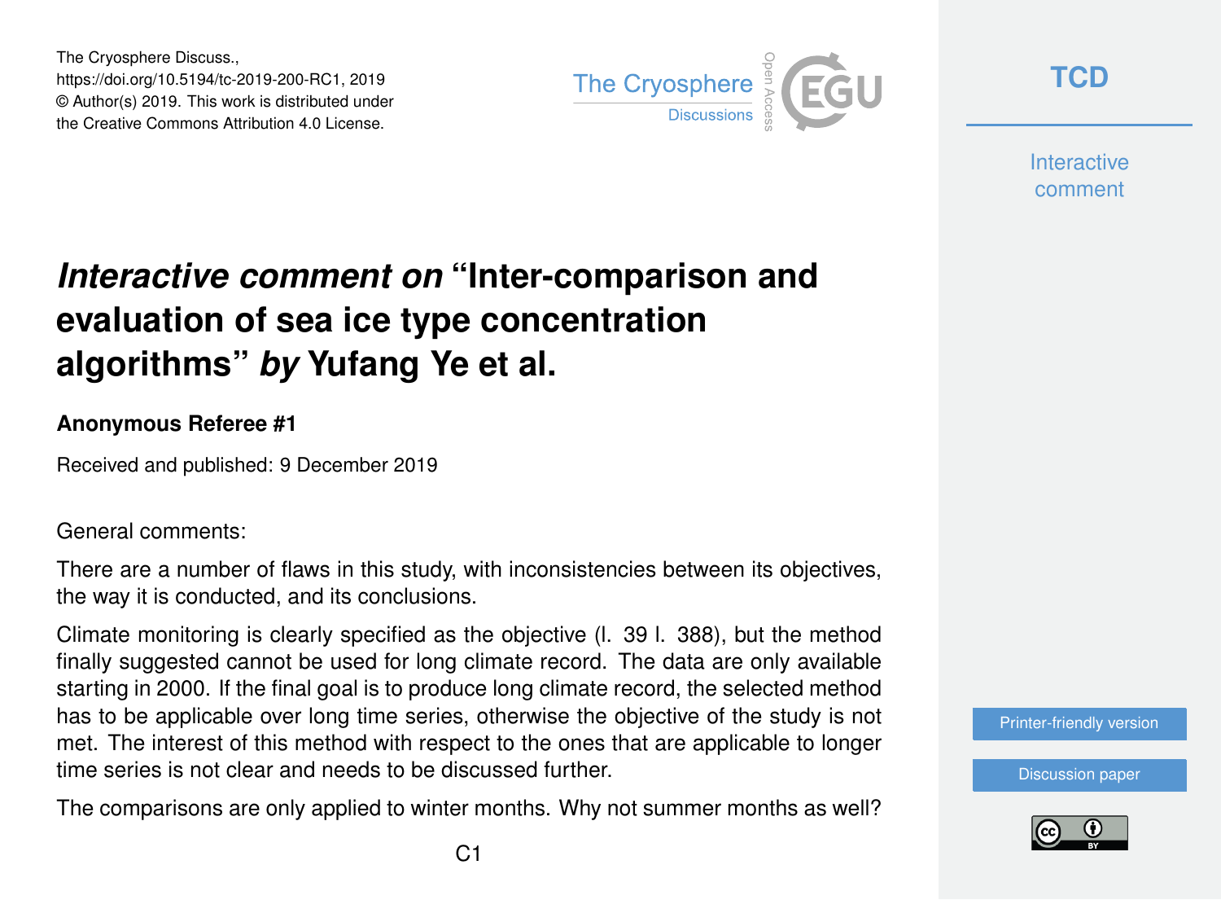The Cryosphere Discuss.,
https://doi.org/10.5194/tc-2019-200-RC1, 2019
© Author(s) 2019. This work is distributed under
the Creative Commons Attribution 4.0 License.

# *Interactive comment on* "Inter-comparison and evaluation of sea ice type concentration algorithms" *by* Yufang Ye et al.

### Anonymous Referee #1

Received and published: 9 December 2019

General comments:

There are a number of flaws in this study, with inconsistencies between its objectives, the way it is conducted, and its conclusions.

Climate monitoring is clearly specified as the objective (l. 39 l. 388), but the method finally suggested cannot be used for long climate record. The data are only available starting in 2000. If the final goal is to produce long climate record, the selected method has to be applicable over long time series, otherwise the objective of the study is not met. The interest of this method with respect to the ones that are applicable to longer time series is not clear and needs to be discussed further.

The comparisons are only applied to winter months. Why not summer months as well?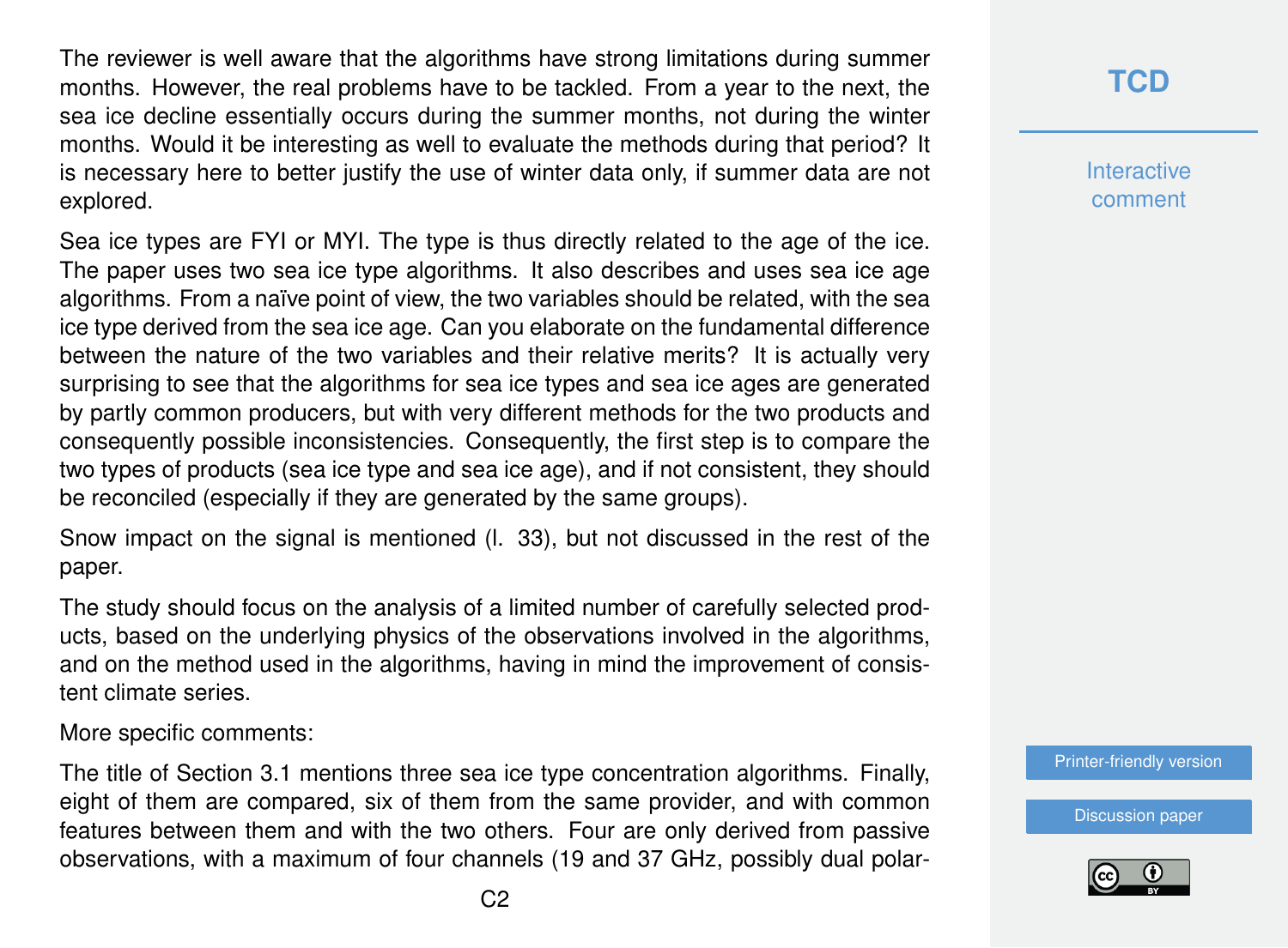The reviewer is well aware that the algorithms have strong limitations during summer months. However, the real problems have to be tackled. From a year to the next, the sea ice decline essentially occurs during the summer months, not during the winter months. Would it be interesting as well to evaluate the methods during that period? It is necessary here to better justify the use of winter data only, if summer data are not explored.

Sea ice types are FYI or MYI. The type is thus directly related to the age of the ice. The paper uses two sea ice type algorithms. It also describes and uses sea ice age algorithms. From a naïve point of view, the two variables should be related, with the sea ice type derived from the sea ice age. Can you elaborate on the fundamental difference between the nature of the two variables and their relative merits? It is actually very surprising to see that the algorithms for sea ice types and sea ice ages are generated by partly common producers, but with very different methods for the two products and consequently possible inconsistencies. Consequently, the first step is to compare the two types of products (sea ice type and sea ice age), and if not consistent, they should be reconciled (especially if they are generated by the same groups).

Snow impact on the signal is mentioned (l. 33), but not discussed in the rest of the paper.

The study should focus on the analysis of a limited number of carefully selected products, based on the underlying physics of the observations involved in the algorithms, and on the method used in the algorithms, having in mind the improvement of consistent climate series.

More specific comments:

The title of Section 3.1 mentions three sea ice type concentration algorithms. Finally, eight of them are compared, six of them from the same provider, and with common features between them and with the two others. Four are only derived from passive observations, with a maximum of four channels (19 and 37 GHz, possibly dual polar-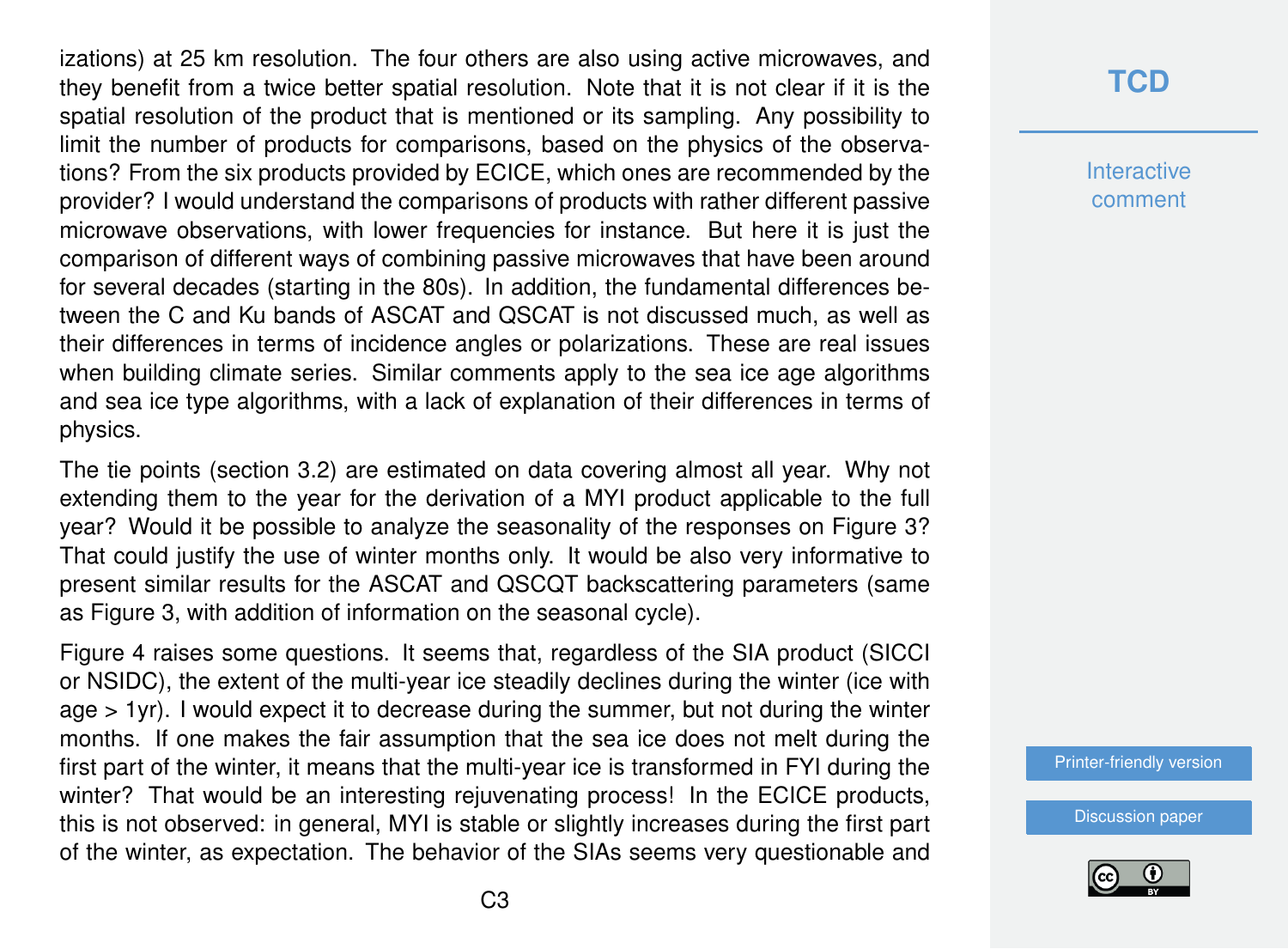izations) at 25 km resolution. The four others are also using active microwaves, and they benefit from a twice better spatial resolution. Note that it is not clear if it is the spatial resolution of the product that is mentioned or its sampling. Any possibility to limit the number of products for comparisons, based on the physics of the observations? From the six products provided by ECICE, which ones are recommended by the provider? I would understand the comparisons of products with rather different passive microwave observations, with lower frequencies for instance. But here it is just the comparison of different ways of combining passive microwaves that have been around for several decades (starting in the 80s). In addition, the fundamental differences between the C and Ku bands of ASCAT and QSCAT is not discussed much, as well as their differences in terms of incidence angles or polarizations. These are real issues when building climate series. Similar comments apply to the sea ice age algorithms and sea ice type algorithms, with a lack of explanation of their differences in terms of physics.

The tie points (section 3.2) are estimated on data covering almost all year. Why not extending them to the year for the derivation of a MYI product applicable to the full year? Would it be possible to analyze the seasonality of the responses on Figure 3? That could justify the use of winter months only. It would be also very informative to present similar results for the ASCAT and QSCQT backscattering parameters (same as Figure 3, with addition of information on the seasonal cycle).

Figure 4 raises some questions. It seems that, regardless of the SIA product (SICCI or NSIDC), the extent of the multi-year ice steadily declines during the winter (ice with age > 1yr). I would expect it to decrease during the summer, but not during the winter months. If one makes the fair assumption that the sea ice does not melt during the first part of the winter, it means that the multi-year ice is transformed in FYI during the winter? That would be an interesting rejuvenating process! In the ECICE products, this is not observed: in general, MYI is stable or slightly increases during the first part of the winter, as expectation. The behavior of the SIAs seems very questionable and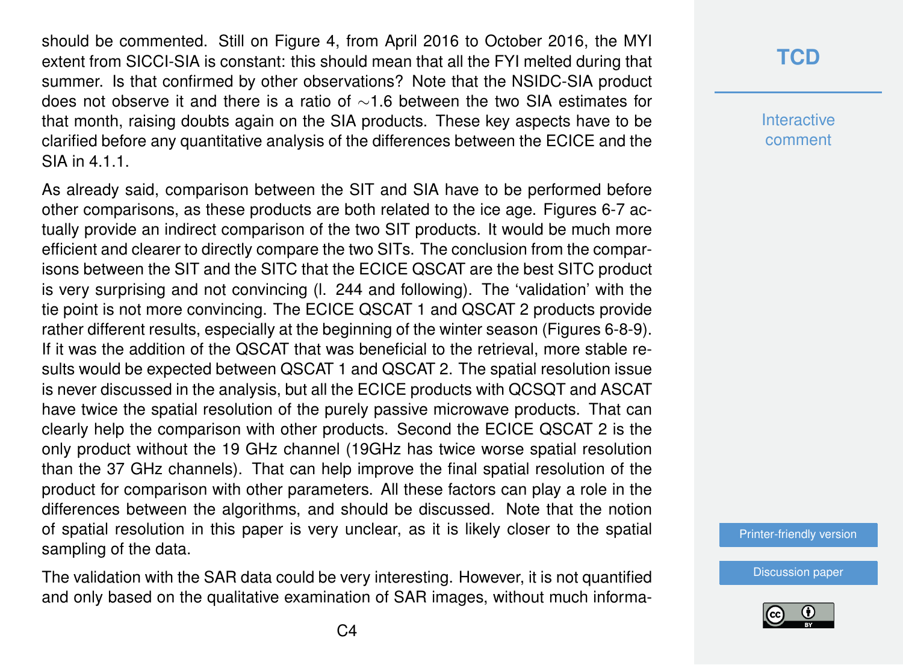should be commented. Still on Figure 4, from April 2016 to October 2016, the MYI extent from SICCI-SIA is constant: this should mean that all the FYI melted during that summer. Is that confirmed by other observations? Note that the NSIDC-SIA product does not observe it and there is a ratio of ∼1.6 between the two SIA estimates for that month, raising doubts again on the SIA products. These key aspects have to be clarified before any quantitative analysis of the differences between the ECICE and the SIA in 4.1.1.

As already said, comparison between the SIT and SIA have to be performed before other comparisons, as these products are both related to the ice age. Figures 6-7 actually provide an indirect comparison of the two SIT products. It would be much more efficient and clearer to directly compare the two SITs. The conclusion from the comparisons between the SIT and the SITC that the ECICE QSCAT are the best SITC product is very surprising and not convincing (l. 244 and following). The 'validation' with the tie point is not more convincing. The ECICE QSCAT 1 and QSCAT 2 products provide rather different results, especially at the beginning of the winter season (Figures 6-8-9). If it was the addition of the QSCAT that was beneficial to the retrieval, more stable results would be expected between QSCAT 1 and QSCAT 2. The spatial resolution issue is never discussed in the analysis, but all the ECICE products with QCSQT and ASCAT have twice the spatial resolution of the purely passive microwave products. That can clearly help the comparison with other products. Second the ECICE QSCAT 2 is the only product without the 19 GHz channel (19GHz has twice worse spatial resolution than the 37 GHz channels). That can help improve the final spatial resolution of the product for comparison with other parameters. All these factors can play a role in the differences between the algorithms, and should be discussed. Note that the notion of spatial resolution in this paper is very unclear, as it is likely closer to the spatial sampling of the data.

The validation with the SAR data could be very interesting. However, it is not quantified and only based on the qualitative examination of SAR images, without much informa-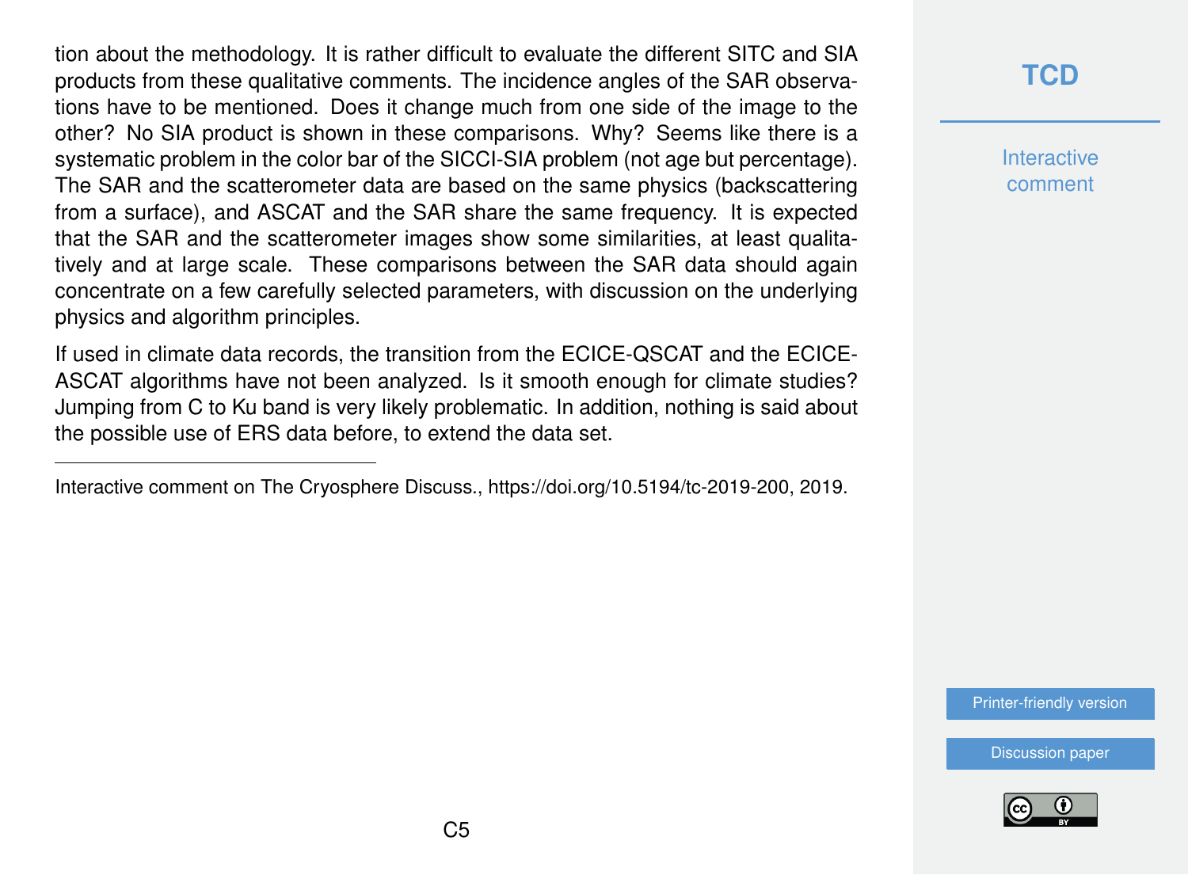tion about the methodology. It is rather difficult to evaluate the different SITC and SIA products from these qualitative comments. The incidence angles of the SAR observations have to be mentioned. Does it change much from one side of the image to the other? No SIA product is shown in these comparisons. Why? Seems like there is a systematic problem in the color bar of the SICCI-SIA problem (not age but percentage). The SAR and the scatterometer data are based on the same physics (backscattering from a surface), and ASCAT and the SAR share the same frequency. It is expected that the SAR and the scatterometer images show some similarities, at least qualitatively and at large scale. These comparisons between the SAR data should again concentrate on a few carefully selected parameters, with discussion on the underlying physics and algorithm principles.

If used in climate data records, the transition from the ECICE-QSCAT and the ECICE-ASCAT algorithms have not been analyzed. Is it smooth enough for climate studies? Jumping from C to Ku band is very likely problematic. In addition, nothing is said about the possible use of ERS data before, to extend the data set.

---

Interactive comment on The Cryosphere Discuss., https://doi.org/10.5194/tc-2019-200, 2019.